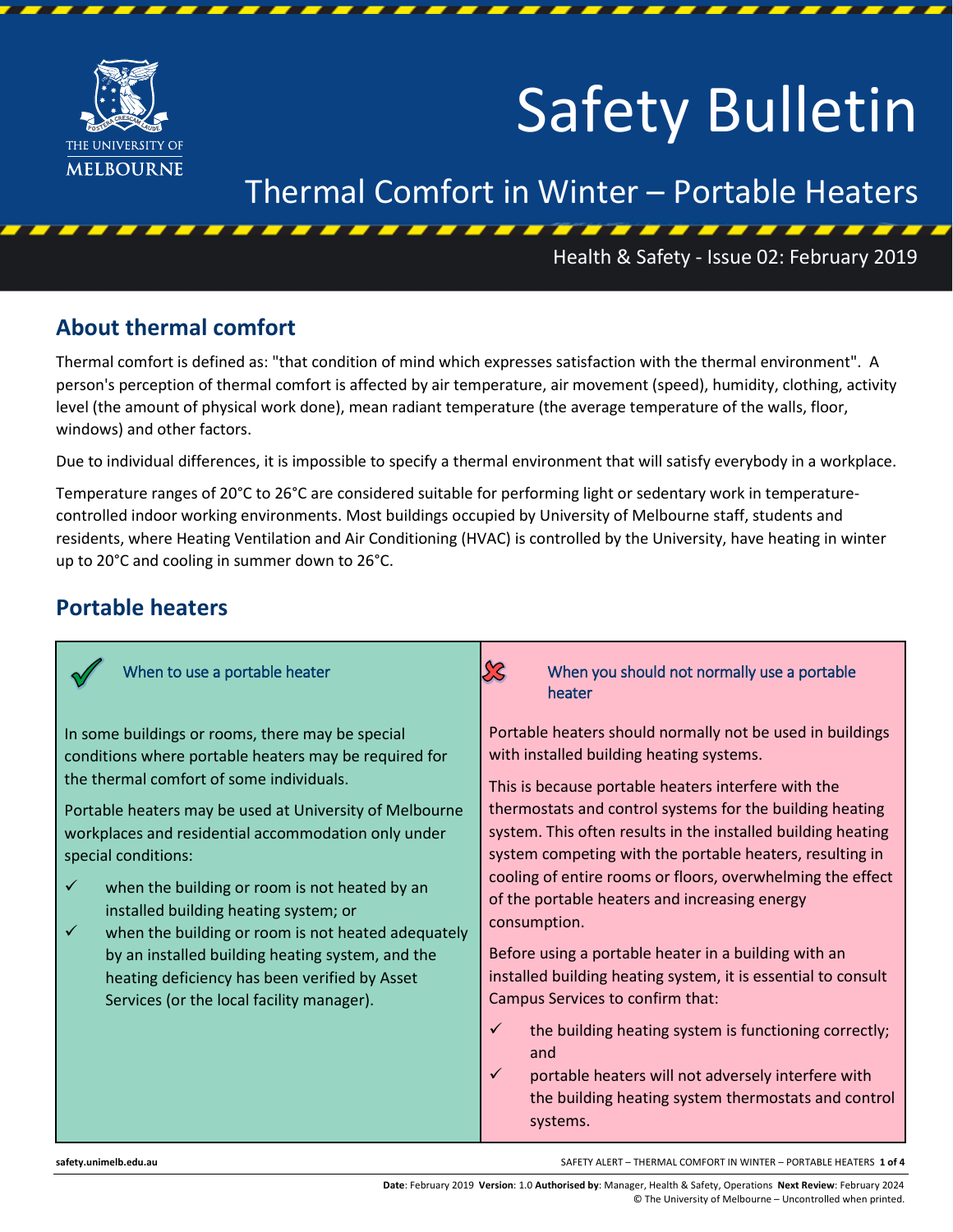# Safety Bulletin

## Thermal Comfort in Winter – Portable Heaters

Health & Safety - Issue 02: February 2019

## About thermal comfort

Thermal comfort is defined as: "that condition of mind which expresses satisfaction with the thermal environment". A person's perception of thermal comfort is affected by air temperature, air movement (speed), humidity, clothing, activity level (the amount of physical work done), mean radiant temperature (the average temperature of the walls, floor, windows) and other factors.

Due to individual differences, it is impossible to specify a thermal environment that will satisfy everybody in a workplace.

Temperature ranges of 20°C to 26°C are considered suitable for performing light or sedentary work in temperature-controlled indoor working environments. Most buildings occupied by University of Melbourne staff, students and residents, where Heating Ventilation and Air Conditioning (HVAC) is controlled by the University, have heating in winter up to 20°C and cooling in summer down to 26°C.

## Portable heaters

### ✓ When to use a portable heater

In some buildings or rooms, there may be special conditions where portable heaters may be required for the thermal comfort of some individuals.

Portable heaters may be used at University of Melbourne workplaces and residential accommodation only under special conditions:

- ✓ when the building or room is not heated by an installed building heating system; or
- ✓ when the building or room is not heated adequately by an installed building heating system, and the heating deficiency has been verified by Asset Services (or the local facility manager).

### ✗ When you should not normally use a portable heater

Portable heaters should normally not be used in buildings with installed building heating systems.

This is because portable heaters interfere with the thermostats and control systems for the building heating system. This often results in the installed building heating system competing with the portable heaters, resulting in cooling of entire rooms or floors, overwhelming the effect of the portable heaters and increasing energy consumption.

Before using a portable heater in a building with an installed building heating system, it is essential to consult Campus Services to confirm that:

- ✓ the building heating system is functioning correctly; and
- ✓ portable heaters will not adversely interfere with the building heating system thermostats and control systems.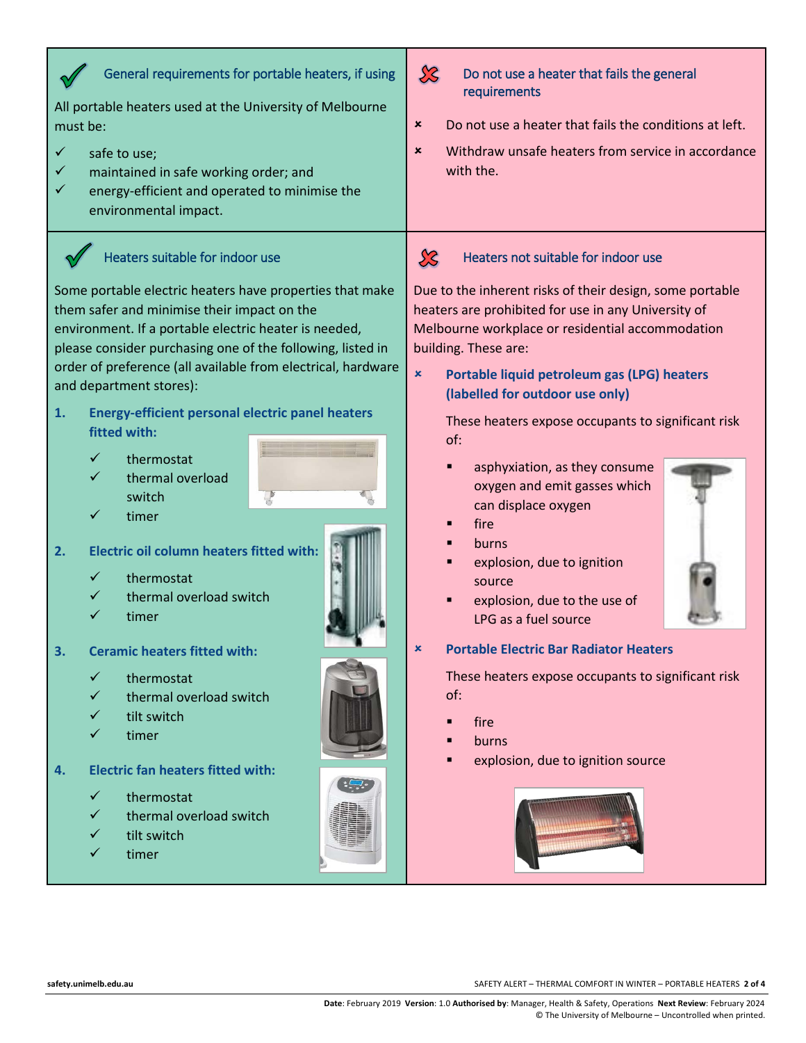## General requirements for portable heaters, if using

All portable heaters used at the University of Melbourne must be:

- ✓ safe to use;
- ✓ maintained in safe working order; and
- ✓ energy-efficient and operated to minimise the environmental impact.

## Do not use a heater that fails the general requirements

- ✗ Do not use a heater that fails the conditions at left.
- ✗ Withdraw unsafe heaters from service in accordance with the.

## Heaters suitable for indoor use

Some portable electric heaters have properties that make them safer and minimise their impact on the environment. If a portable electric heater is needed, please consider purchasing one of the following, listed in order of preference (all available from electrical, hardware and department stores):

1. **Energy-efficient personal electric panel heaters fitted with:**
   - ✓ thermostat
   - ✓ thermal overload switch
   - ✓ timer
2. **Electric oil column heaters fitted with:**
   - ✓ thermostat
   - ✓ thermal overload switch
   - ✓ timer
3. **Ceramic heaters fitted with:**
   - ✓ thermostat
   - ✓ thermal overload switch
   - ✓ tilt switch
   - ✓ timer
4. **Electric fan heaters fitted with:**
   - ✓ thermostat
   - ✓ thermal overload switch
   - ✓ tilt switch
   - ✓ timer

## Heaters not suitable for indoor use

Due to the inherent risks of their design, some portable heaters are prohibited for use in any University of Melbourne workplace or residential accommodation building. These are:

- ✗ **Portable liquid petroleum gas (LPG) heaters (labelled for outdoor use only)**

  These heaters expose occupants to significant risk of:

  - asphyxiation, as they consume oxygen and emit gasses which can displace oxygen
  - fire
  - burns
  - explosion, due to ignition source
  - explosion, due to the use of LPG as a fuel source

- ✗ **Portable Electric Bar Radiator Heaters**

  These heaters expose occupants to significant risk of:

  - fire
  - burns
  - explosion, due to ignition source

Date: February 2019 Version: 1.0 Authorised by: Manager, Health & Safety, Operations Next Review: February 2024
© The University of Melbourne – Uncontrolled when printed.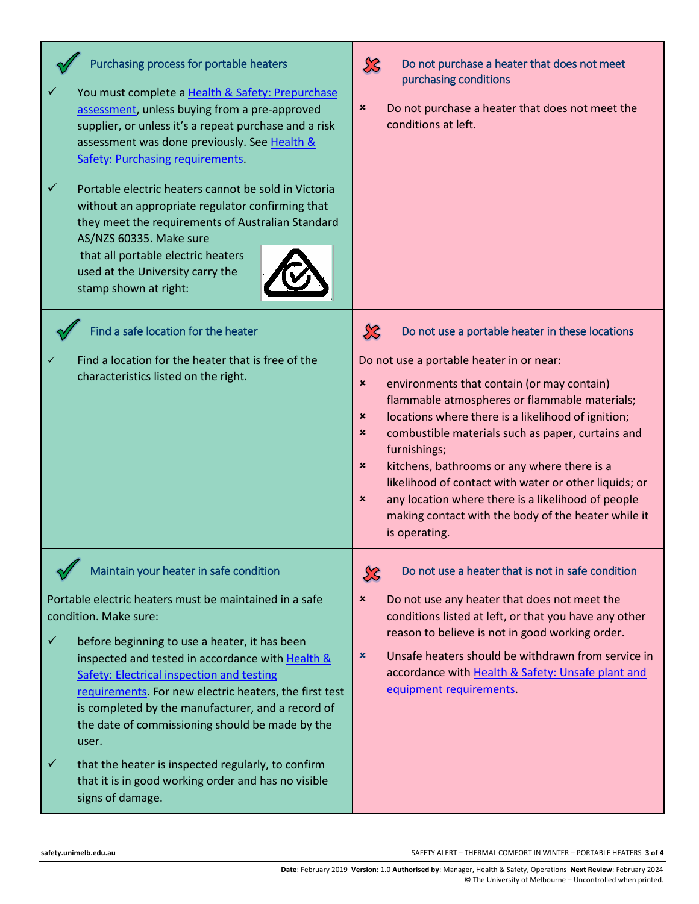### Purchasing process for portable heaters

- ✓ You must complete a Health & Safety: Prepurchase assessment, unless buying from a pre-approved supplier, or unless it's a repeat purchase and a risk assessment was done previously. See Health & Safety: Purchasing requirements.
- ✓ Portable electric heaters cannot be sold in Victoria without an appropriate regulator confirming that they meet the requirements of Australian Standard AS/NZS 60335. Make sure that all portable electric heaters used at the University carry the stamp shown at right:

### Do not purchase a heater that does not meet purchasing conditions

- ✗ Do not purchase a heater that does not meet the conditions at left.

### Find a safe location for the heater

- ✓ Find a location for the heater that is free of the characteristics listed on the right.

### Do not use a portable heater in these locations

Do not use a portable heater in or near:

- ✗ environments that contain (or may contain) flammable atmospheres or flammable materials;
- ✗ locations where there is a likelihood of ignition;
- ✗ combustible materials such as paper, curtains and furnishings;
- ✗ kitchens, bathrooms or any where there is a likelihood of contact with water or other liquids; or
- ✗ any location where there is a likelihood of people making contact with the body of the heater while it is operating.

### Maintain your heater in safe condition

Portable electric heaters must be maintained in a safe condition. Make sure:

- ✓ before beginning to use a heater, it has been inspected and tested in accordance with Health & Safety: Electrical inspection and testing requirements. For new electric heaters, the first test is completed by the manufacturer, and a record of the date of commissioning should be made by the user.
- ✓ that the heater is inspected regularly, to confirm that it is in good working order and has no visible signs of damage.

### Do not use a heater that is not in safe condition

- ✗ Do not use any heater that does not meet the conditions listed at left, or that you have any other reason to believe is not in good working order.
- ✗ Unsafe heaters should be withdrawn from service in accordance with Health & Safety: Unsafe plant and equipment requirements.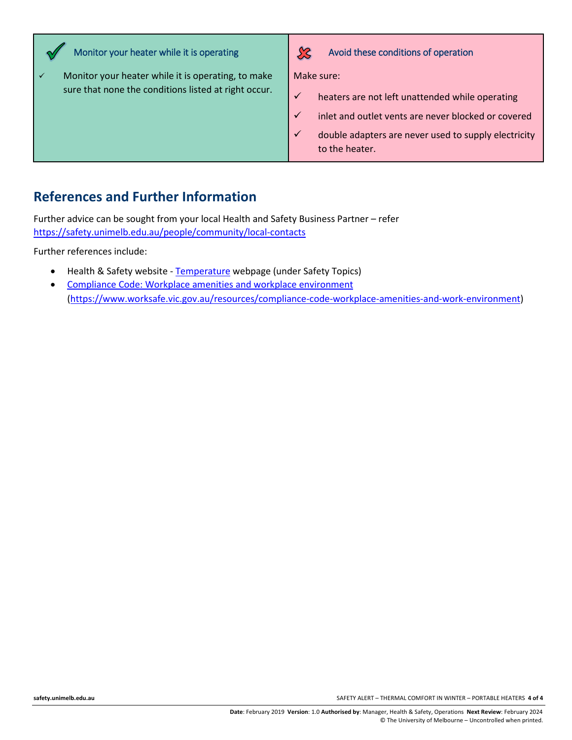| Monitor your heater while it is operating | Avoid these conditions of operation |
| --- | --- |
| ✓ Monitor your heater while it is operating, to make sure that none the conditions listed at right occur. | Make sure:<br>✓ heaters are not left unattended while operating<br>✓ inlet and outlet vents are never blocked or covered<br>✓ double adapters are never used to supply electricity to the heater. |

## References and Further Information

Further advice can be sought from your local Health and Safety Business Partner – refer https://safety.unimelb.edu.au/people/community/local-contacts

Further references include:

- Health & Safety website - Temperature webpage (under Safety Topics)
- Compliance Code: Workplace amenities and workplace environment (https://www.worksafe.vic.gov.au/resources/compliance-code-workplace-amenities-and-work-environment)

**Date**: February 2019 **Version**: 1.0 **Authorised by**: Manager, Health & Safety, Operations **Next Review**: February 2024
© The University of Melbourne – Uncontrolled when printed.